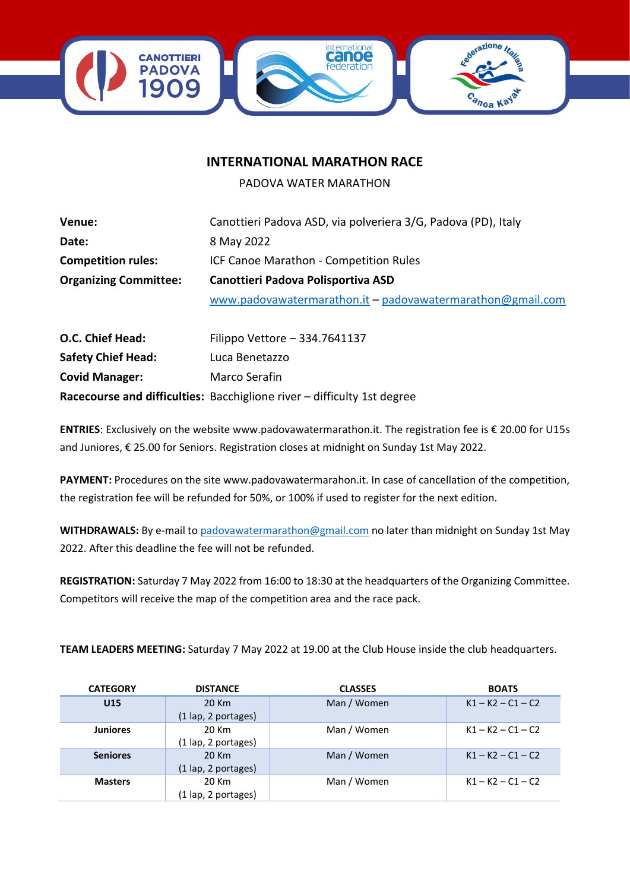# INTERNATIONAL MARATHON RACE

## PADOVA WATER MARATHON

| | |
|---|---|
| **Venue:** | Canottieri Padova ASD, via polveriera 3/G, Padova (PD), Italy |
| **Date:** | 8 May 2022 |
| **Competition rules:** | ICF Canoe Marathon - Competition Rules |
| **Organizing Committee:** | **Canottieri Padova Polisportiva ASD** |
| | www.padovawatermarathon.it – padovawatermarathon@gmail.com |

| | |
|---|---|
| **O.C. Chief Head:** | Filippo Vettore – 334.7641137 |
| **Safety Chief Head:** | Luca Benetazzo |
| **Covid Manager:** | Marco Serafin |
| **Racecourse and difficulties:** | Bacchiglione river – difficulty 1st degree |

**ENTRIES**: Exclusively on the website www.padovawatermarathon.it. The registration fee is € 20.00 for U15s and Juniores, € 25.00 for Seniors. Registration closes at midnight on Sunday 1st May 2022.

**PAYMENT:** Procedures on the site www.padovawatermarahon.it. In case of cancellation of the competition, the registration fee will be refunded for 50%, or 100% if used to register for the next edition.

**WITHDRAWALS:** By e-mail to padovawatermarathon@gmail.com no later than midnight on Sunday 1st May 2022. After this deadline the fee will not be refunded.

**REGISTRATION:** Saturday 7 May 2022 from 16:00 to 18:30 at the headquarters of the Organizing Committee. Competitors will receive the map of the competition area and the race pack.

**TEAM LEADERS MEETING:** Saturday 7 May 2022 at 19.00 at the Club House inside the club headquarters.

| CATEGORY | DISTANCE | CLASSES | BOATS |
|---|---|---|---|
| **U15** | 20 Km (1 lap, 2 portages) | Man / Women | K1 – K2 – C1 – C2 |
| **Juniores** | 20 Km (1 lap, 2 portages) | Man / Women | K1 – K2 – C1 – C2 |
| **Seniores** | 20 Km (1 lap, 2 portages) | Man / Women | K1 – K2 – C1 – C2 |
| **Masters** | 20 Km (1 lap, 2 portages) | Man / Women | K1 – K2 – C1 – C2 |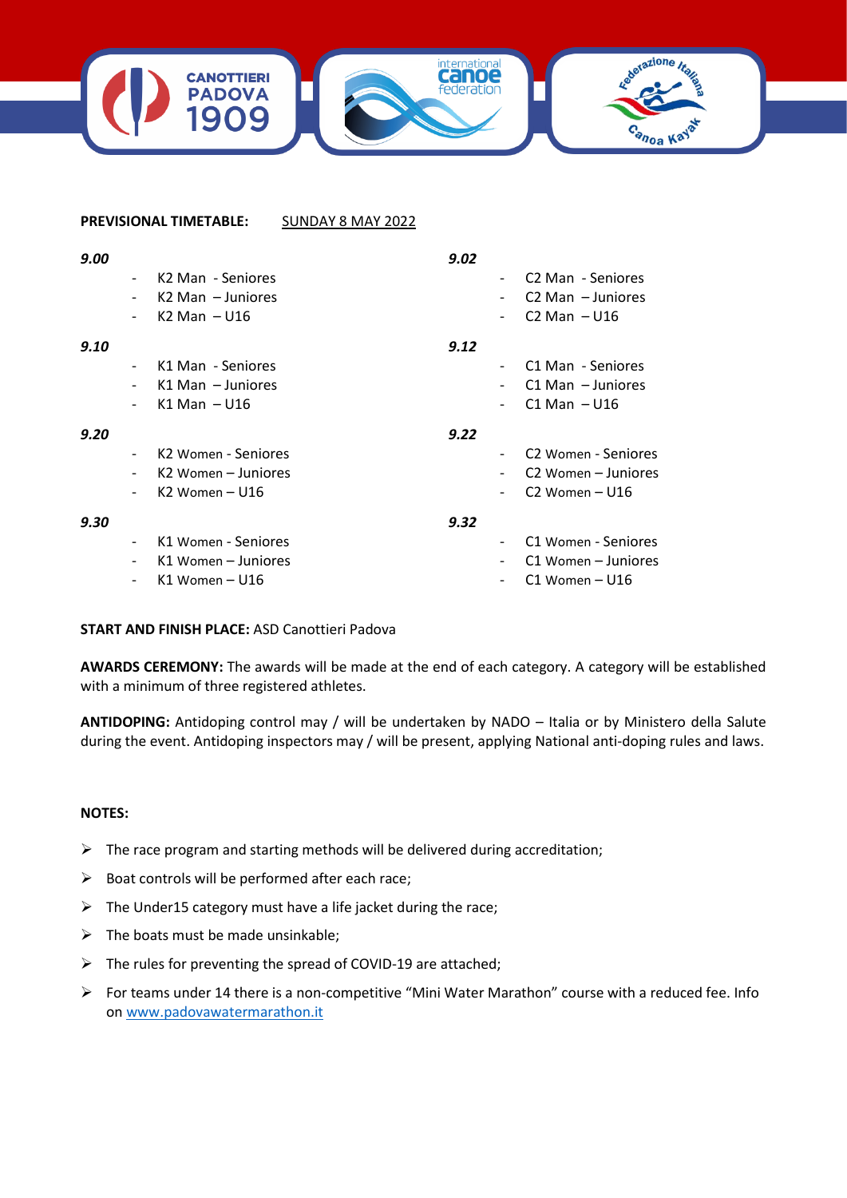**PREVISIONAL TIMETABLE:** <u>SUNDAY 8 MAY 2022</u>

***9.00***

- K2 Man - Seniores
- K2 Man – Juniores
- K2 Man – U16

***9.10***

- K1 Man - Seniores
- K1 Man – Juniores
- K1 Man – U16

***9.20***

- K2 Women - Seniores
- K2 Women – Juniores
- K2 Women – U16

***9.30***

- K1 Women - Seniores
- K1 Women – Juniores
- K1 Women – U16

***9.02***

- C2 Man - Seniores
- C2 Man – Juniores
- C2 Man – U16

***9.12***

- C1 Man - Seniores
- C1 Man – Juniores
- C1 Man – U16

***9.22***

- C2 Women - Seniores
- C2 Women – Juniores
- C2 Women – U16

***9.32***

- C1 Women - Seniores
- C1 Women – Juniores
- C1 Women – U16

**START AND FINISH PLACE:** ASD Canottieri Padova

**AWARDS CEREMONY:** The awards will be made at the end of each category. A category will be established with a minimum of three registered athletes.

**ANTIDOPING:** Antidoping control may / will be undertaken by NADO – Italia or by Ministero della Salute during the event. Antidoping inspectors may / will be present, applying National anti-doping rules and laws.

**NOTES:**

- The race program and starting methods will be delivered during accreditation;
- Boat controls will be performed after each race;
- The Under15 category must have a life jacket during the race;
- The boats must be made unsinkable;
- The rules for preventing the spread of COVID-19 are attached;
- For teams under 14 there is a non-competitive "Mini Water Marathon" course with a reduced fee. Info on [www.padovawatermarathon.it](http://www.padovawatermarathon.it)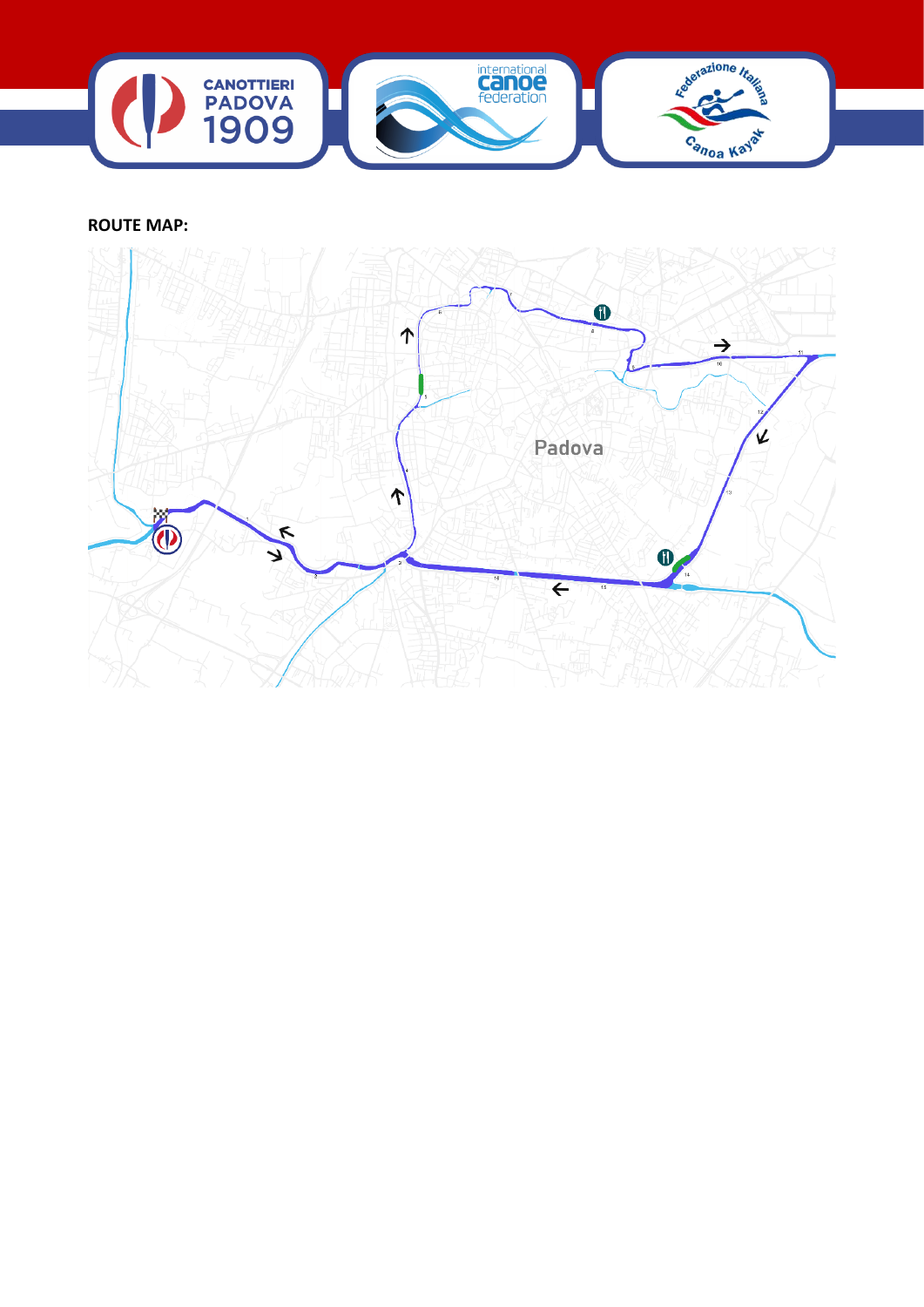**ROUTE MAP:**

Padova